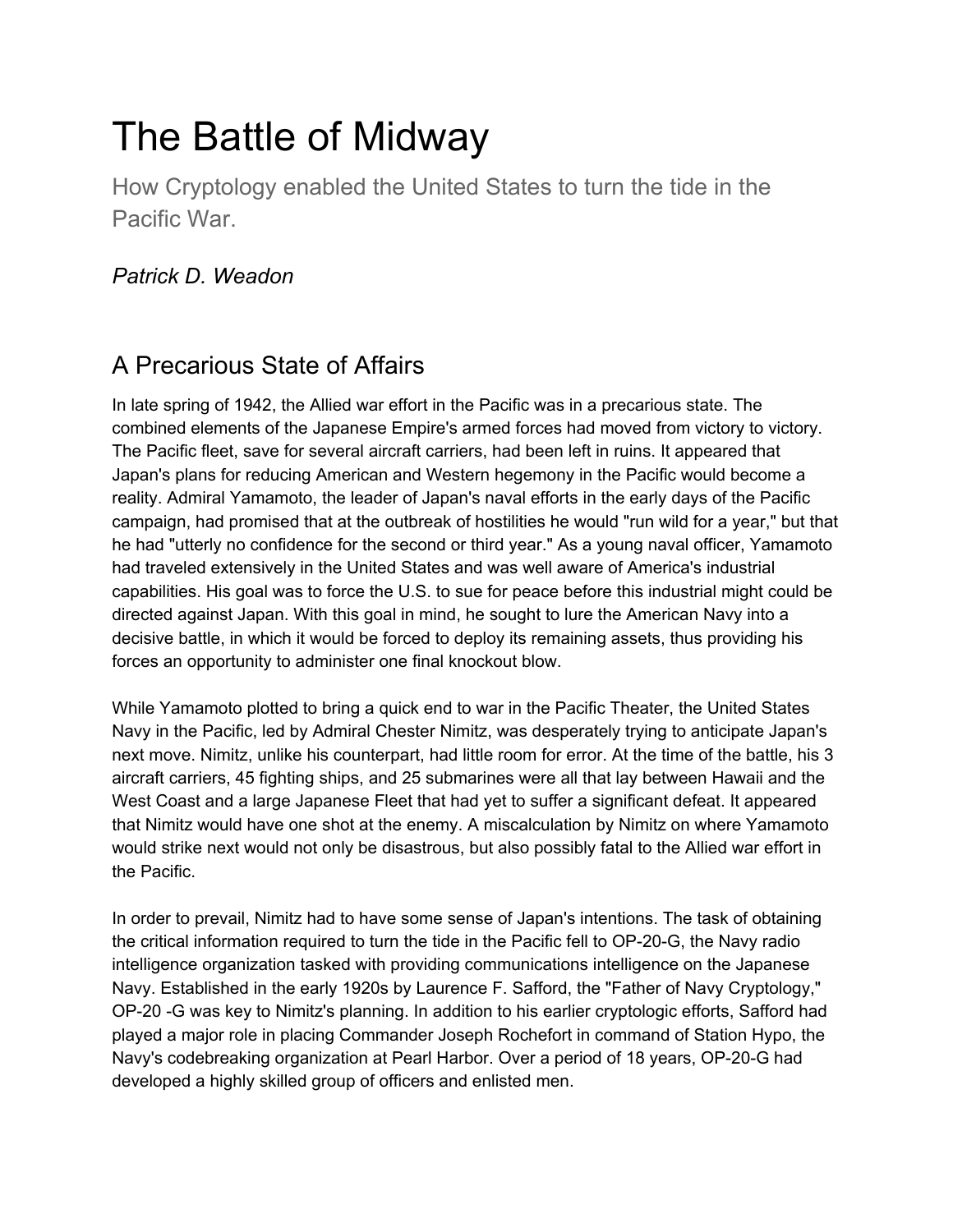# The Battle of Midway

How Cryptology enabled the United States to turn the tide in the Pacific War.

*Patrick D. Weadon*

## A Precarious State of Affairs

In late spring of 1942, the Allied war effort in the Pacific was in a precarious state. The combined elements of the Japanese Empire's armed forces had moved from victory to victory. The Pacific fleet, save for several aircraft carriers, had been left in ruins. It appeared that Japan's plans for reducing American and Western hegemony in the Pacific would become a reality. Admiral Yamamoto, the leader of Japan's naval efforts in the early days of the Pacific campaign, had promised that at the outbreak of hostilities he would "run wild for a year," but that he had "utterly no confidence for the second or third year." As a young naval officer, Yamamoto had traveled extensively in the United States and was well aware of America's industrial capabilities. His goal was to force the U.S. to sue for peace before this industrial might could be directed against Japan. With this goal in mind, he sought to lure the American Navy into a decisive battle, in which it would be forced to deploy its remaining assets, thus providing his forces an opportunity to administer one final knockout blow.

While Yamamoto plotted to bring a quick end to war in the Pacific Theater, the United States Navy in the Pacific, led by Admiral Chester Nimitz, was desperately trying to anticipate Japan's next move. Nimitz, unlike his counterpart, had little room for error. At the time of the battle, his 3 aircraft carriers, 45 fighting ships, and 25 submarines were all that lay between Hawaii and the West Coast and a large Japanese Fleet that had yet to suffer a significant defeat. It appeared that Nimitz would have one shot at the enemy. A miscalculation by Nimitz on where Yamamoto would strike next would not only be disastrous, but also possibly fatal to the Allied war effort in the Pacific.

In order to prevail, Nimitz had to have some sense of Japan's intentions. The task of obtaining the critical information required to turn the tide in the Pacific fell to OP-20-G, the Navy radio intelligence organization tasked with providing communications intelligence on the Japanese Navy. Established in the early 1920s by Laurence F. Safford, the "Father of Navy Cryptology," OP-20 -G was key to Nimitz's planning. In addition to his earlier cryptologic efforts, Safford had played a major role in placing Commander Joseph Rochefort in command of Station Hypo, the Navy's codebreaking organization at Pearl Harbor. Over a period of 18 years, OP-20-G had developed a highly skilled group of officers and enlisted men.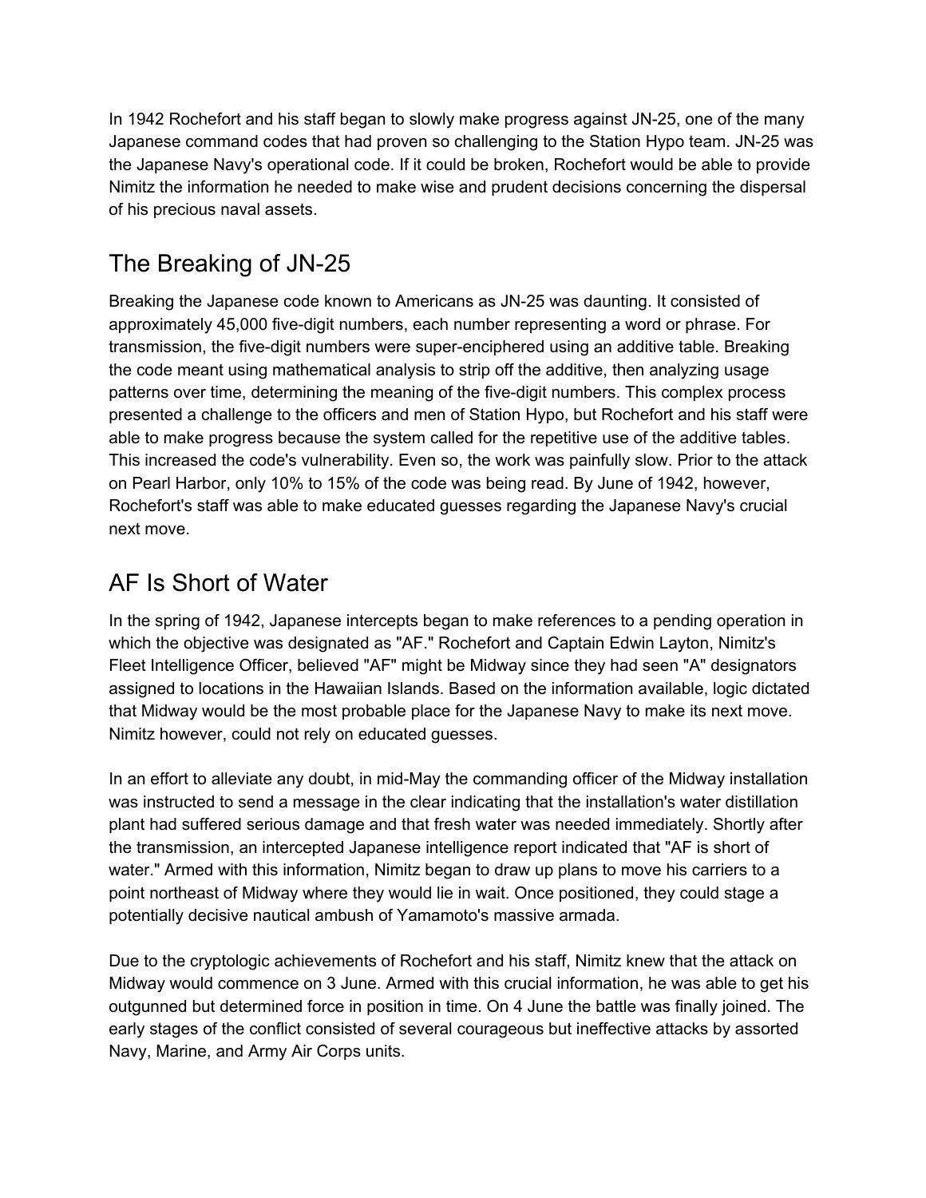In 1942 Rochefort and his staff began to slowly make progress against JN-25, one of the many Japanese command codes that had proven so challenging to the Station Hypo team. JN-25 was the Japanese Navy's operational code. If it could be broken, Rochefort would be able to provide Nimitz the information he needed to make wise and prudent decisions concerning the dispersal of his precious naval assets.

## The Breaking of JN-25

Breaking the Japanese code known to Americans as JN-25 was daunting. It consisted of approximately 45,000 five-digit numbers, each number representing a word or phrase. For transmission, the five-digit numbers were super-enciphered using an additive table. Breaking the code meant using mathematical analysis to strip off the additive, then analyzing usage patterns over time, determining the meaning of the five-digit numbers. This complex process presented a challenge to the officers and men of Station Hypo, but Rochefort and his staff were able to make progress because the system called for the repetitive use of the additive tables. This increased the code's vulnerability. Even so, the work was painfully slow. Prior to the attack on Pearl Harbor, only 10% to 15% of the code was being read. By June of 1942, however, Rochefort's staff was able to make educated guesses regarding the Japanese Navy's crucial next move.

## AF Is Short of Water

In the spring of 1942, Japanese intercepts began to make references to a pending operation in which the objective was designated as "AF." Rochefort and Captain Edwin Layton, Nimitz's Fleet Intelligence Officer, believed "AF" might be Midway since they had seen "A" designators assigned to locations in the Hawaiian Islands. Based on the information available, logic dictated that Midway would be the most probable place for the Japanese Navy to make its next move. Nimitz however, could not rely on educated guesses.

In an effort to alleviate any doubt, in mid-May the commanding officer of the Midway installation was instructed to send a message in the clear indicating that the installation's water distillation plant had suffered serious damage and that fresh water was needed immediately. Shortly after the transmission, an intercepted Japanese intelligence report indicated that "AF is short of water." Armed with this information, Nimitz began to draw up plans to move his carriers to a point northeast of Midway where they would lie in wait. Once positioned, they could stage a potentially decisive nautical ambush of Yamamoto's massive armada.

Due to the cryptologic achievements of Rochefort and his staff, Nimitz knew that the attack on Midway would commence on 3 June. Armed with this crucial information, he was able to get his outgunned but determined force in position in time. On 4 June the battle was finally joined. The early stages of the conflict consisted of several courageous but ineffective attacks by assorted Navy, Marine, and Army Air Corps units.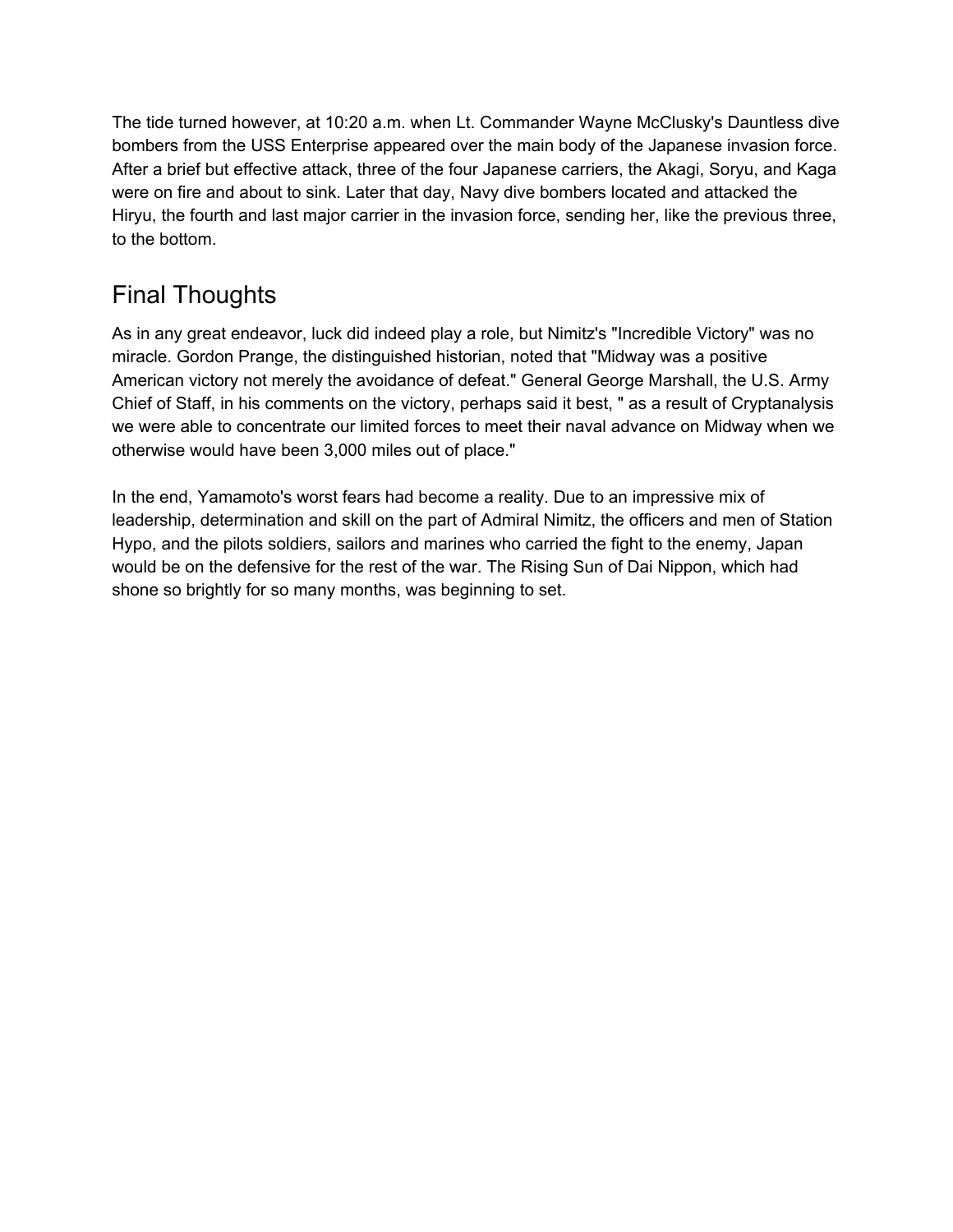The tide turned however, at 10:20 a.m. when Lt. Commander Wayne McClusky's Dauntless dive bombers from the USS Enterprise appeared over the main body of the Japanese invasion force. After a brief but effective attack, three of the four Japanese carriers, the Akagi, Soryu, and Kaga were on fire and about to sink. Later that day, Navy dive bombers located and attacked the Hiryu, the fourth and last major carrier in the invasion force, sending her, like the previous three, to the bottom.

## Final Thoughts

As in any great endeavor, luck did indeed play a role, but Nimitz's "Incredible Victory" was no miracle. Gordon Prange, the distinguished historian, noted that "Midway was a positive American victory not merely the avoidance of defeat." General George Marshall, the U.S. Army Chief of Staff, in his comments on the victory, perhaps said it best, " as a result of Cryptanalysis we were able to concentrate our limited forces to meet their naval advance on Midway when we otherwise would have been 3,000 miles out of place."

In the end, Yamamoto's worst fears had become a reality. Due to an impressive mix of leadership, determination and skill on the part of Admiral Nimitz, the officers and men of Station Hypo, and the pilots soldiers, sailors and marines who carried the fight to the enemy, Japan would be on the defensive for the rest of the war. The Rising Sun of Dai Nippon, which had shone so brightly for so many months, was beginning to set.